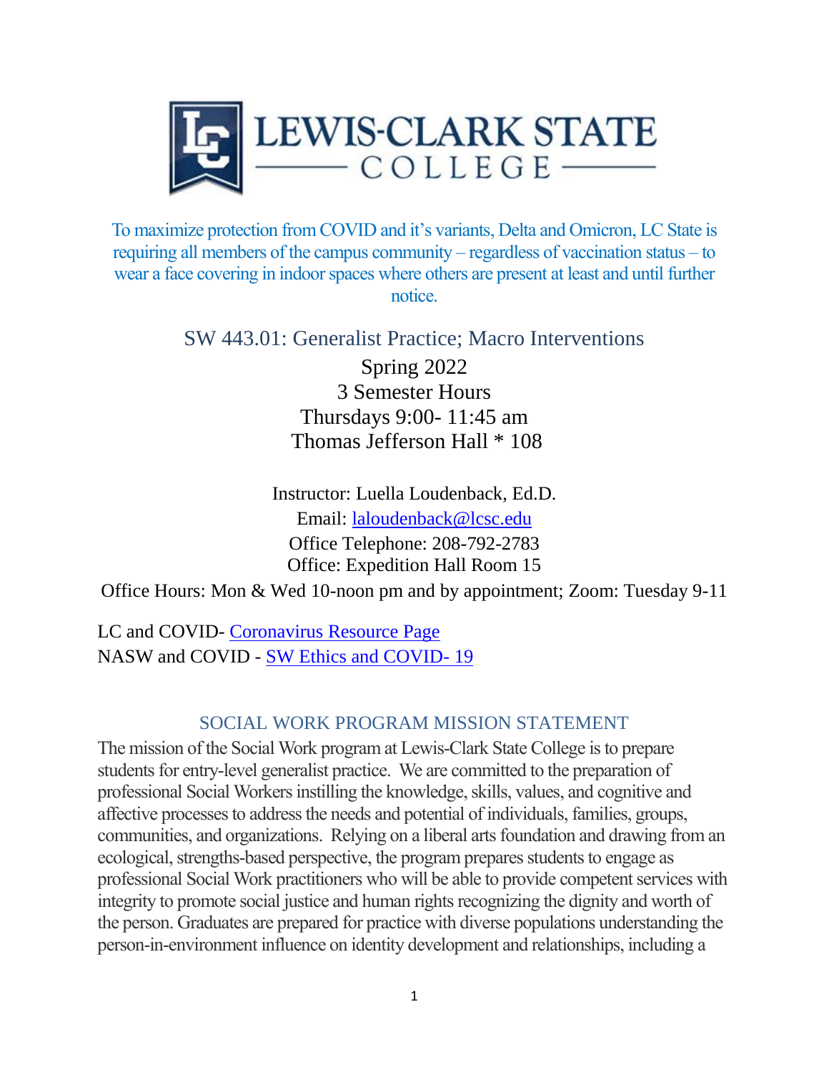To maximize protection from COVID and it's variants, Delta and Omicron, LC State is requiring all members of the campus community – regardless of vaccination status – to wear a face covering in indoor spaces where others are present at least and until further notice.

# SW 443.01: Generalist Practice; Macro Interventions

Spring 2022
3 Semester Hours
Thursdays 9:00- 11:45 am
Thomas Jefferson Hall * 108

Instructor: Luella Loudenback, Ed.D.
Email: [laloudenback@lcsc.edu](mailto:laloudenback@lcsc.edu)
Office Telephone: 208-792-2783
Office: Expedition Hall Room 15
Office Hours: Mon & Wed 10-noon pm and by appointment; Zoom: Tuesday 9-11

LC and COVID- Coronavirus Resource Page
NASW and COVID - SW Ethics and COVID- 19

## SOCIAL WORK PROGRAM MISSION STATEMENT

The mission of the Social Work program at Lewis-Clark State College is to prepare students for entry-level generalist practice. We are committed to the preparation of professional Social Workers instilling the knowledge, skills, values, and cognitive and affective processes to address the needs and potential of individuals, families, groups, communities, and organizations. Relying on a liberal arts foundation and drawing from an ecological, strengths-based perspective, the program prepares students to engage as professional Social Work practitioners who will be able to provide competent services with integrity to promote social justice and human rights recognizing the dignity and worth of the person. Graduates are prepared for practice with diverse populations understanding the person-in-environment influence on identity development and relationships, including a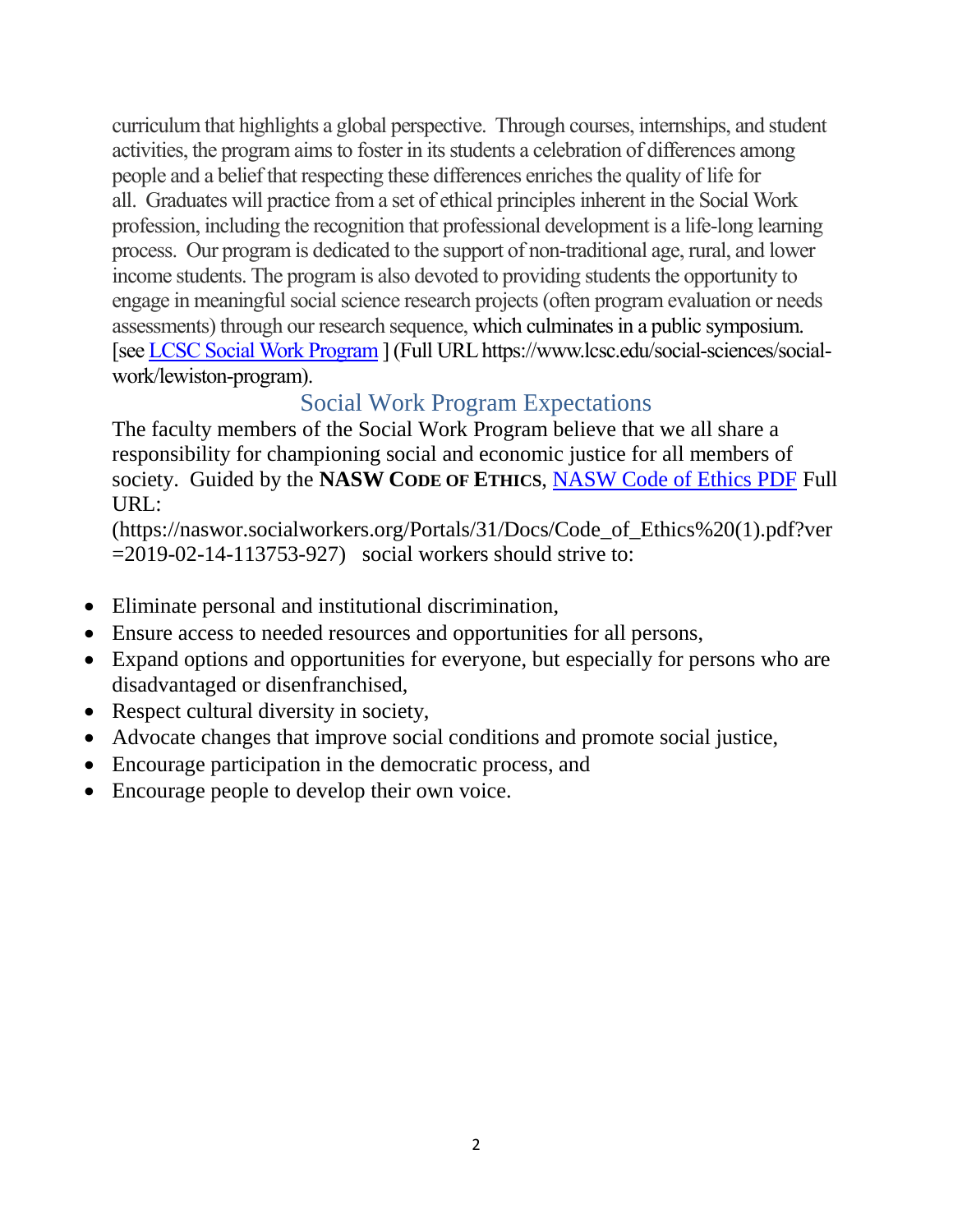curriculum that highlights a global perspective. Through courses, internships, and student activities, the program aims to foster in its students a celebration of differences among people and a belief that respecting these differences enriches the quality of life for all. Graduates will practice from a set of ethical principles inherent in the Social Work profession, including the recognition that professional development is a life-long learning process. Our program is dedicated to the support of non-traditional age, rural, and lower income students. The program is also devoted to providing students the opportunity to engage in meaningful social science research projects (often program evaluation or needs assessments) through our research sequence, which culminates in a public symposium. [see LCSC Social Work Program ] (Full URL https://www.lcsc.edu/social-sciences/social-work/lewiston-program).

## Social Work Program Expectations

The faculty members of the Social Work Program believe that we all share a responsibility for championing social and economic justice for all members of society. Guided by the **NASW Code of Ethics**, NASW Code of Ethics PDF Full URL: (https://naswor.socialworkers.org/Portals/31/Docs/Code_of_Ethics%20(1).pdf?ver=2019-02-14-113753-927) social workers should strive to:

- Eliminate personal and institutional discrimination,
- Ensure access to needed resources and opportunities for all persons,
- Expand options and opportunities for everyone, but especially for persons who are disadvantaged or disenfranchised,
- Respect cultural diversity in society,
- Advocate changes that improve social conditions and promote social justice,
- Encourage participation in the democratic process, and
- Encourage people to develop their own voice.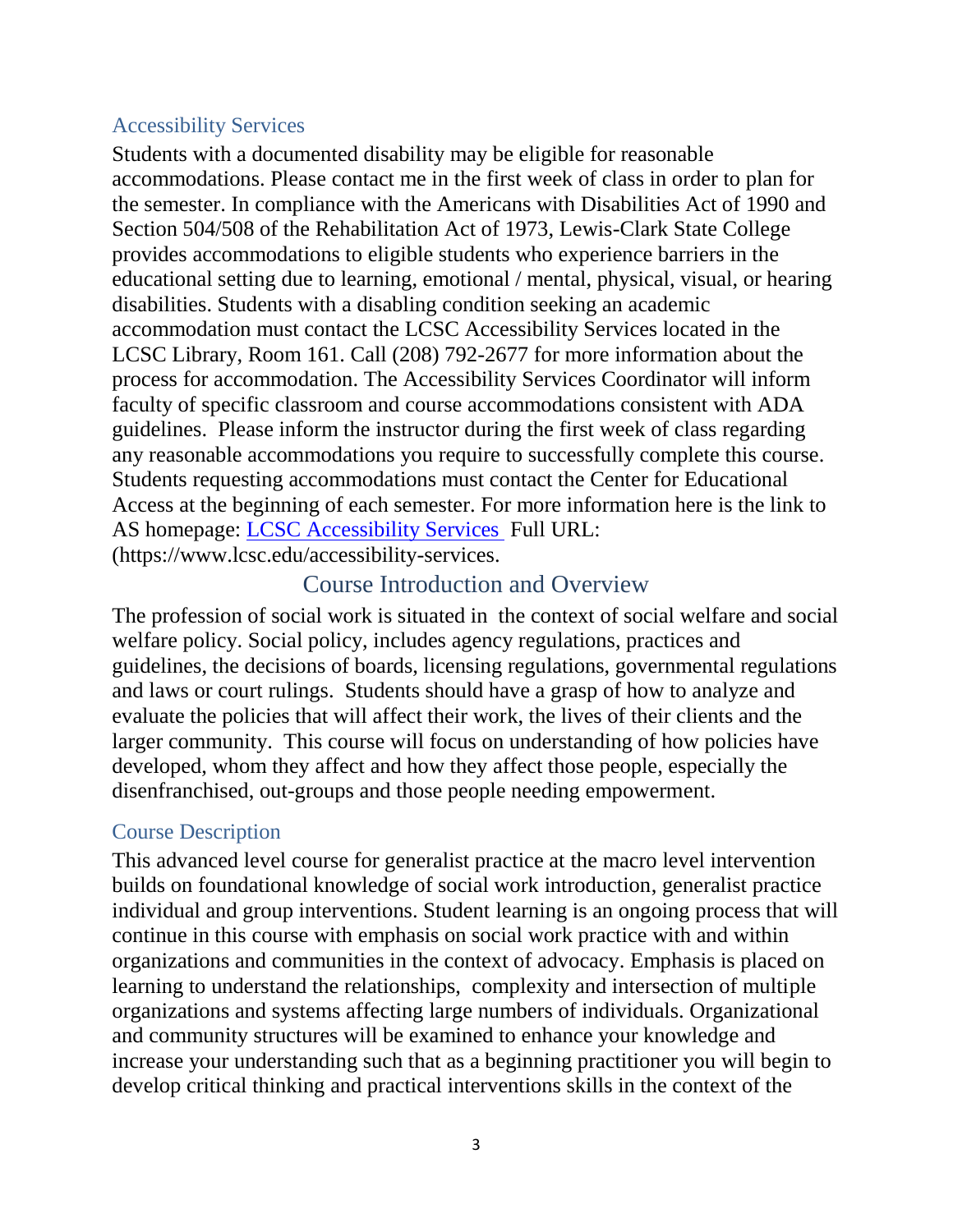## Accessibility Services

Students with a documented disability may be eligible for reasonable accommodations. Please contact me in the first week of class in order to plan for the semester. In compliance with the Americans with Disabilities Act of 1990 and Section 504/508 of the Rehabilitation Act of 1973, Lewis-Clark State College provides accommodations to eligible students who experience barriers in the educational setting due to learning, emotional / mental, physical, visual, or hearing disabilities. Students with a disabling condition seeking an academic accommodation must contact the LCSC Accessibility Services located in the LCSC Library, Room 161. Call (208) 792-2677 for more information about the process for accommodation. The Accessibility Services Coordinator will inform faculty of specific classroom and course accommodations consistent with ADA guidelines. Please inform the instructor during the first week of class regarding any reasonable accommodations you require to successfully complete this course. Students requesting accommodations must contact the Center for Educational Access at the beginning of each semester. For more information here is the link to AS homepage: [LCSC Accessibility Services](https://www.lcsc.edu/accessibility-services) Full URL: (https://www.lcsc.edu/accessibility-services.

# Course Introduction and Overview

The profession of social work is situated in the context of social welfare and social welfare policy. Social policy, includes agency regulations, practices and guidelines, the decisions of boards, licensing regulations, governmental regulations and laws or court rulings. Students should have a grasp of how to analyze and evaluate the policies that will affect their work, the lives of their clients and the larger community. This course will focus on understanding of how policies have developed, whom they affect and how they affect those people, especially the disenfranchised, out-groups and those people needing empowerment.

## Course Description

This advanced level course for generalist practice at the macro level intervention builds on foundational knowledge of social work introduction, generalist practice individual and group interventions. Student learning is an ongoing process that will continue in this course with emphasis on social work practice with and within organizations and communities in the context of advocacy. Emphasis is placed on learning to understand the relationships, complexity and intersection of multiple organizations and systems affecting large numbers of individuals. Organizational and community structures will be examined to enhance your knowledge and increase your understanding such that as a beginning practitioner you will begin to develop critical thinking and practical interventions skills in the context of the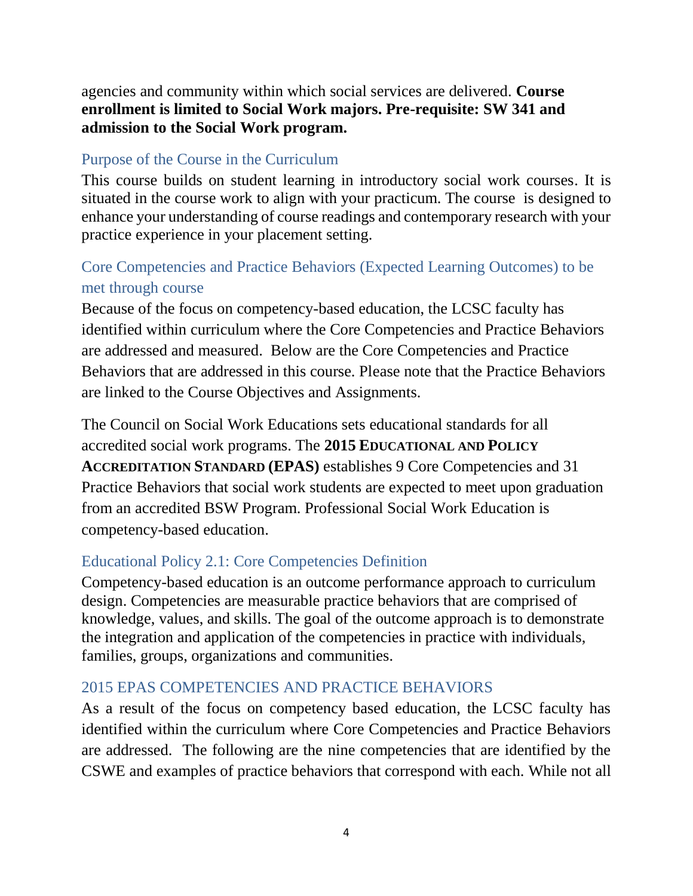agencies and community within which social services are delivered. **Course enrollment is limited to Social Work majors. Pre-requisite: SW 341 and admission to the Social Work program.**

## Purpose of the Course in the Curriculum

This course builds on student learning in introductory social work courses. It is situated in the course work to align with your practicum. The course is designed to enhance your understanding of course readings and contemporary research with your practice experience in your placement setting.

## Core Competencies and Practice Behaviors (Expected Learning Outcomes) to be met through course

Because of the focus on competency-based education, the LCSC faculty has identified within curriculum where the Core Competencies and Practice Behaviors are addressed and measured. Below are the Core Competencies and Practice Behaviors that are addressed in this course. Please note that the Practice Behaviors are linked to the Course Objectives and Assignments.

The Council on Social Work Educations sets educational standards for all accredited social work programs. The **2015 EDUCATIONAL AND POLICY ACCREDITATION STANDARD (EPAS)** establishes 9 Core Competencies and 31 Practice Behaviors that social work students are expected to meet upon graduation from an accredited BSW Program. Professional Social Work Education is competency-based education.

## Educational Policy 2.1: Core Competencies Definition

Competency-based education is an outcome performance approach to curriculum design. Competencies are measurable practice behaviors that are comprised of knowledge, values, and skills. The goal of the outcome approach is to demonstrate the integration and application of the competencies in practice with individuals, families, groups, organizations and communities.

## 2015 EPAS COMPETENCIES AND PRACTICE BEHAVIORS

As a result of the focus on competency based education, the LCSC faculty has identified within the curriculum where Core Competencies and Practice Behaviors are addressed. The following are the nine competencies that are identified by the CSWE and examples of practice behaviors that correspond with each. While not all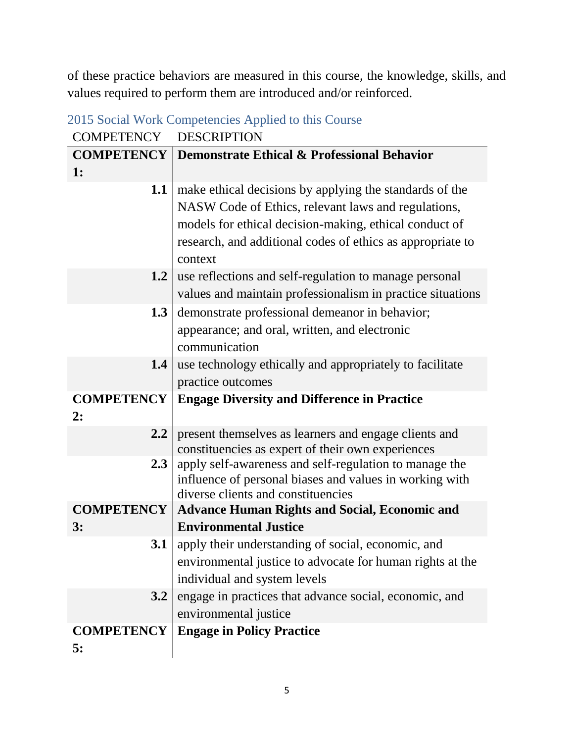of these practice behaviors are measured in this course, the knowledge, skills, and values required to perform them are introduced and/or reinforced.

## 2015 Social Work Competencies Applied to this Course

| COMPETENCY | DESCRIPTION |
|---|---|
| **COMPETENCY 1:** | **Demonstrate Ethical & Professional Behavior** |
| **1.1** | make ethical decisions by applying the standards of the NASW Code of Ethics, relevant laws and regulations, models for ethical decision-making, ethical conduct of research, and additional codes of ethics as appropriate to context |
| **1.2** | use reflections and self-regulation to manage personal values and maintain professionalism in practice situations |
| **1.3** | demonstrate professional demeanor in behavior; appearance; and oral, written, and electronic communication |
| **1.4** | use technology ethically and appropriately to facilitate practice outcomes |
| **COMPETENCY 2:** | **Engage Diversity and Difference in Practice** |
| **2.2** | present themselves as learners and engage clients and constituencies as expert of their own experiences |
| **2.3** | apply self-awareness and self-regulation to manage the influence of personal biases and values in working with diverse clients and constituencies |
| **COMPETENCY 3:** | **Advance Human Rights and Social, Economic and Environmental Justice** |
| **3.1** | apply their understanding of social, economic, and environmental justice to advocate for human rights at the individual and system levels |
| **3.2** | engage in practices that advance social, economic, and environmental justice |
| **COMPETENCY 5:** | **Engage in Policy Practice** |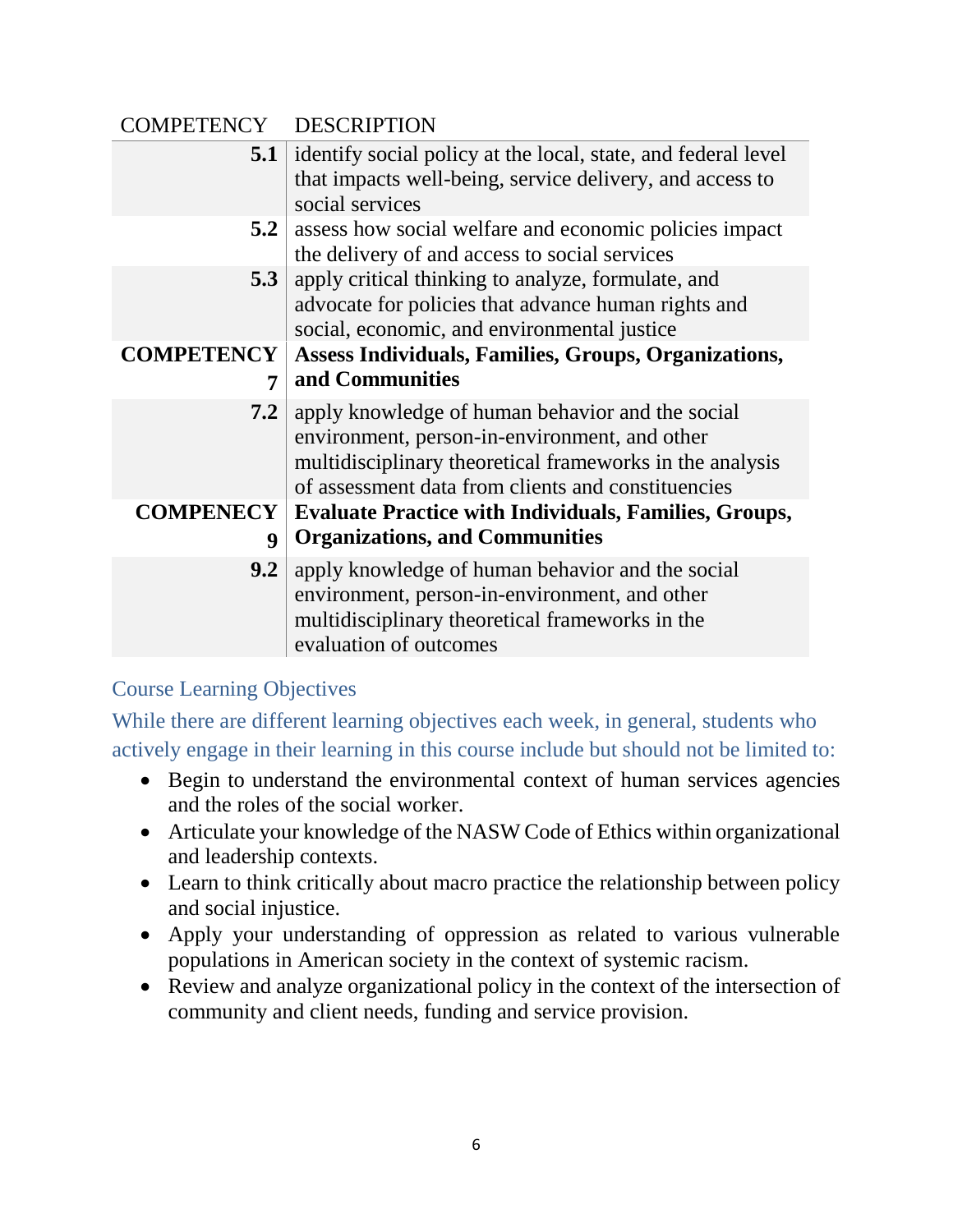| COMPETENCY | DESCRIPTION |
|---|---|
| **5.1** | identify social policy at the local, state, and federal level that impacts well-being, service delivery, and access to social services |
| **5.2** | assess how social welfare and economic policies impact the delivery of and access to social services |
| **5.3** | apply critical thinking to analyze, formulate, and advocate for policies that advance human rights and social, economic, and environmental justice |
| **COMPETENCY 7** | **Assess Individuals, Families, Groups, Organizations, and Communities** |
| **7.2** | apply knowledge of human behavior and the social environment, person-in-environment, and other multidisciplinary theoretical frameworks in the analysis of assessment data from clients and constituencies |
| **COMPENECY 9** | **Evaluate Practice with Individuals, Families, Groups, Organizations, and Communities** |
| **9.2** | apply knowledge of human behavior and the social environment, person-in-environment, and other multidisciplinary theoretical frameworks in the evaluation of outcomes |

## Course Learning Objectives

While there are different learning objectives each week, in general, students who actively engage in their learning in this course include but should not be limited to:

- Begin to understand the environmental context of human services agencies and the roles of the social worker.
- Articulate your knowledge of the NASW Code of Ethics within organizational and leadership contexts.
- Learn to think critically about macro practice the relationship between policy and social injustice.
- Apply your understanding of oppression as related to various vulnerable populations in American society in the context of systemic racism.
- Review and analyze organizational policy in the context of the intersection of community and client needs, funding and service provision.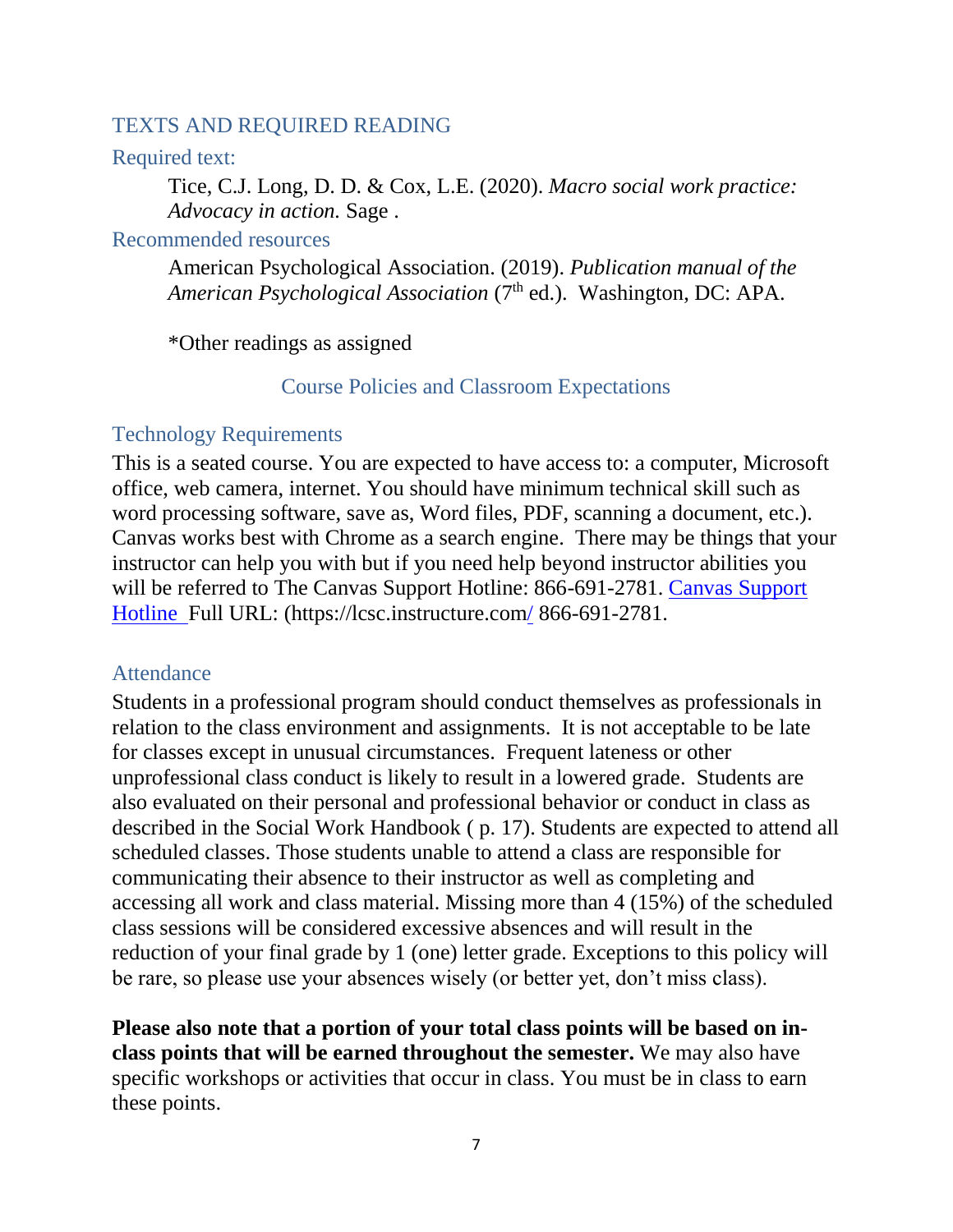## TEXTS AND REQUIRED READING

### Required text:

Tice, C.J. Long, D. D. & Cox, L.E. (2020). *Macro social work practice: Advocacy in action.* Sage .

### Recommended resources

American Psychological Association. (2019). *Publication manual of the American Psychological Association* (7th ed.). Washington, DC: APA.

*Other readings as assigned

## Course Policies and Classroom Expectations

### Technology Requirements

This is a seated course. You are expected to have access to: a computer, Microsoft office, web camera, internet. You should have minimum technical skill such as word processing software, save as, Word files, PDF, scanning a document, etc.). Canvas works best with Chrome as a search engine. There may be things that your instructor can help you with but if you need help beyond instructor abilities you will be referred to The Canvas Support Hotline: 866-691-2781. [Canvas Support Hotline](https://lcsc.instructure.com/) Full URL: (https://lcsc.instructure.com/ 866-691-2781.

### Attendance

Students in a professional program should conduct themselves as professionals in relation to the class environment and assignments. It is not acceptable to be late for classes except in unusual circumstances. Frequent lateness or other unprofessional class conduct is likely to result in a lowered grade. Students are also evaluated on their personal and professional behavior or conduct in class as described in the Social Work Handbook ( p. 17). Students are expected to attend all scheduled classes. Those students unable to attend a class are responsible for communicating their absence to their instructor as well as completing and accessing all work and class material. Missing more than 4 (15%) of the scheduled class sessions will be considered excessive absences and will result in the reduction of your final grade by 1 (one) letter grade. Exceptions to this policy will be rare, so please use your absences wisely (or better yet, don't miss class).

**Please also note that a portion of your total class points will be based on in-class points that will be earned throughout the semester.** We may also have specific workshops or activities that occur in class. You must be in class to earn these points.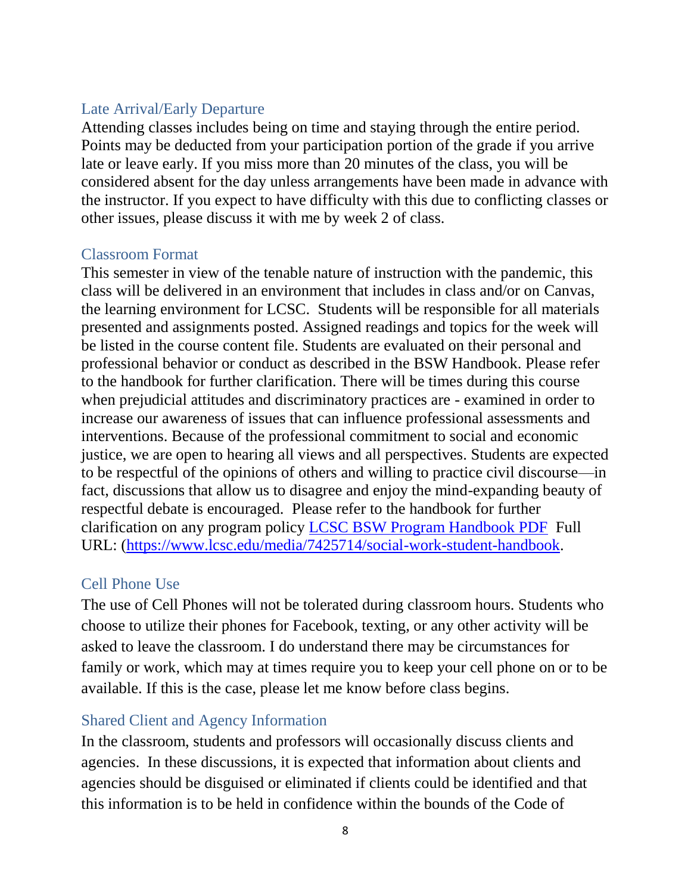### Late Arrival/Early Departure

Attending classes includes being on time and staying through the entire period. Points may be deducted from your participation portion of the grade if you arrive late or leave early. If you miss more than 20 minutes of the class, you will be considered absent for the day unless arrangements have been made in advance with the instructor. If you expect to have difficulty with this due to conflicting classes or other issues, please discuss it with me by week 2 of class.

### Classroom Format

This semester in view of the tenable nature of instruction with the pandemic, this class will be delivered in an environment that includes in class and/or on Canvas, the learning environment for LCSC. Students will be responsible for all materials presented and assignments posted. Assigned readings and topics for the week will be listed in the course content file. Students are evaluated on their personal and professional behavior or conduct as described in the BSW Handbook. Please refer to the handbook for further clarification. There will be times during this course when prejudicial attitudes and discriminatory practices are - examined in order to increase our awareness of issues that can influence professional assessments and interventions. Because of the professional commitment to social and economic justice, we are open to hearing all views and all perspectives. Students are expected to be respectful of the opinions of others and willing to practice civil discourse—in fact, discussions that allow us to disagree and enjoy the mind-expanding beauty of respectful debate is encouraged. Please refer to the handbook for further clarification on any program policy [LCSC BSW Program Handbook PDF](https://www.lcsc.edu/media/7425714/social-work-student-handbook) Full URL: (https://www.lcsc.edu/media/7425714/social-work-student-handbook.

### Cell Phone Use

The use of Cell Phones will not be tolerated during classroom hours. Students who choose to utilize their phones for Facebook, texting, or any other activity will be asked to leave the classroom. I do understand there may be circumstances for family or work, which may at times require you to keep your cell phone on or to be available. If this is the case, please let me know before class begins.

### Shared Client and Agency Information

In the classroom, students and professors will occasionally discuss clients and agencies. In these discussions, it is expected that information about clients and agencies should be disguised or eliminated if clients could be identified and that this information is to be held in confidence within the bounds of the Code of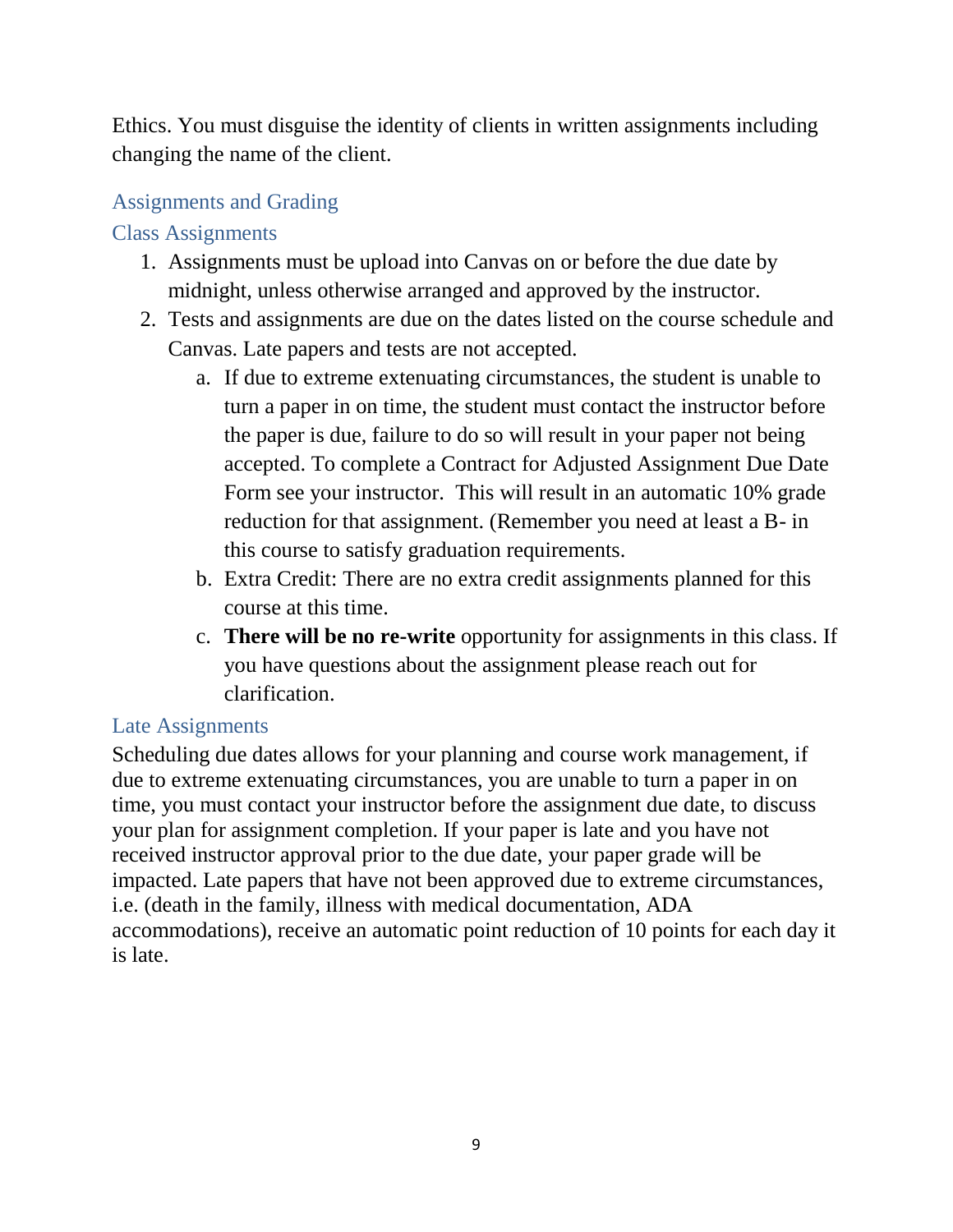Ethics. You must disguise the identity of clients in written assignments including changing the name of the client.

## Assignments and Grading

### Class Assignments

1. Assignments must be upload into Canvas on or before the due date by midnight, unless otherwise arranged and approved by the instructor.
2. Tests and assignments are due on the dates listed on the course schedule and Canvas. Late papers and tests are not accepted.
   a. If due to extreme extenuating circumstances, the student is unable to turn a paper in on time, the student must contact the instructor before the paper is due, failure to do so will result in your paper not being accepted. To complete a Contract for Adjusted Assignment Due Date Form see your instructor. This will result in an automatic 10% grade reduction for that assignment. (Remember you need at least a B- in this course to satisfy graduation requirements.
   b. Extra Credit: There are no extra credit assignments planned for this course at this time.
   c. **There will be no re-write** opportunity for assignments in this class. If you have questions about the assignment please reach out for clarification.

### Late Assignments

Scheduling due dates allows for your planning and course work management, if due to extreme extenuating circumstances, you are unable to turn a paper in on time, you must contact your instructor before the assignment due date, to discuss your plan for assignment completion. If your paper is late and you have not received instructor approval prior to the due date, your paper grade will be impacted. Late papers that have not been approved due to extreme circumstances, i.e. (death in the family, illness with medical documentation, ADA accommodations), receive an automatic point reduction of 10 points for each day it is late.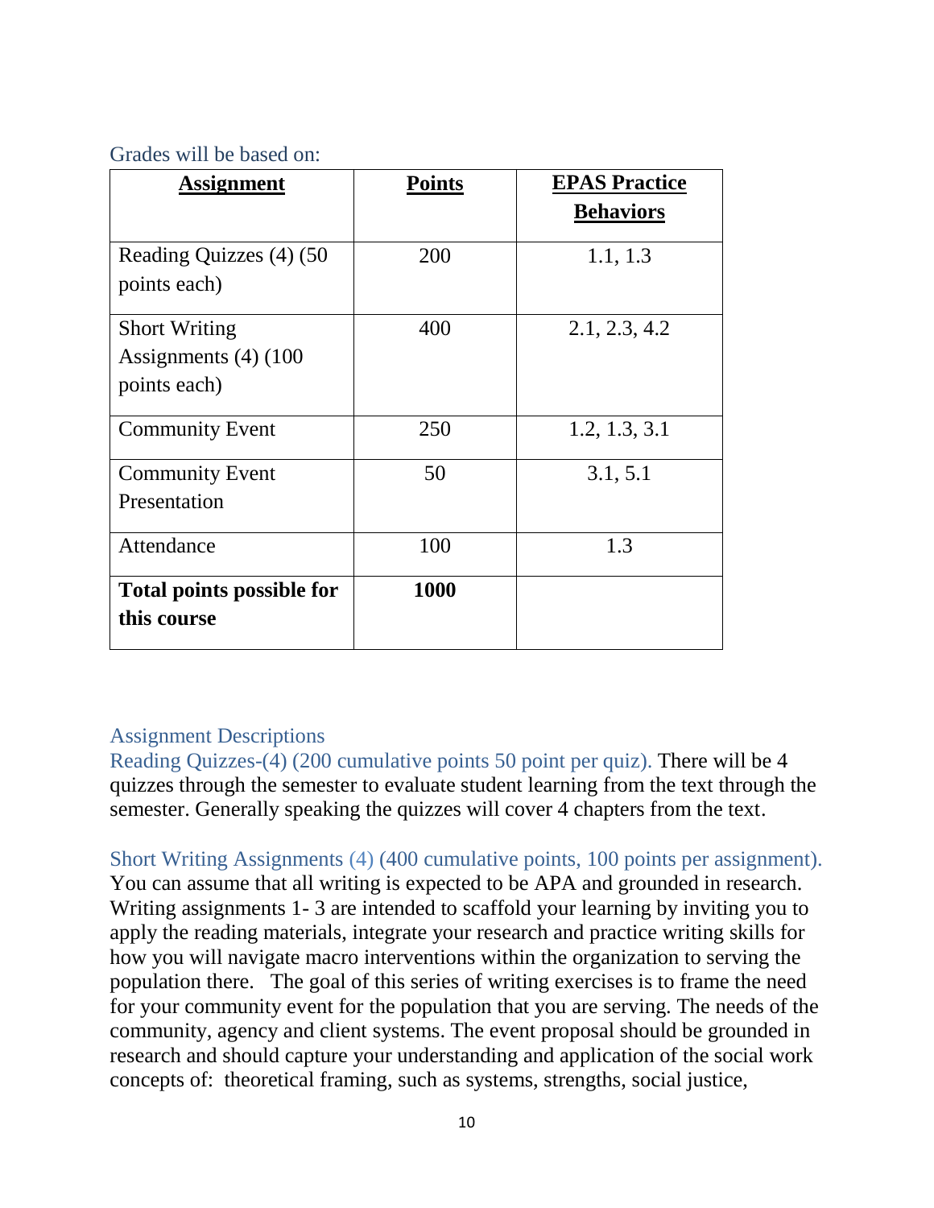Grades will be based on:

| Assignment | Points | EPAS Practice Behaviors |
|---|---|---|
| Reading Quizzes (4) (50 points each) | 200 | 1.1, 1.3 |
| Short Writing Assignments (4) (100 points each) | 400 | 2.1, 2.3, 4.2 |
| Community Event | 250 | 1.2, 1.3, 3.1 |
| Community Event Presentation | 50 | 3.1, 5.1 |
| Attendance | 100 | 1.3 |
| **Total points possible for this course** | **1000** | |

## Assignment Descriptions

Reading Quizzes-(4) (200 cumulative points 50 point per quiz). There will be 4 quizzes through the semester to evaluate student learning from the text through the semester. Generally speaking the quizzes will cover 4 chapters from the text.

Short Writing Assignments (4) (400 cumulative points, 100 points per assignment). You can assume that all writing is expected to be APA and grounded in research. Writing assignments 1- 3 are intended to scaffold your learning by inviting you to apply the reading materials, integrate your research and practice writing skills for how you will navigate macro interventions within the organization to serving the population there. The goal of this series of writing exercises is to frame the need for your community event for the population that you are serving. The needs of the community, agency and client systems. The event proposal should be grounded in research and should capture your understanding and application of the social work concepts of: theoretical framing, such as systems, strengths, social justice,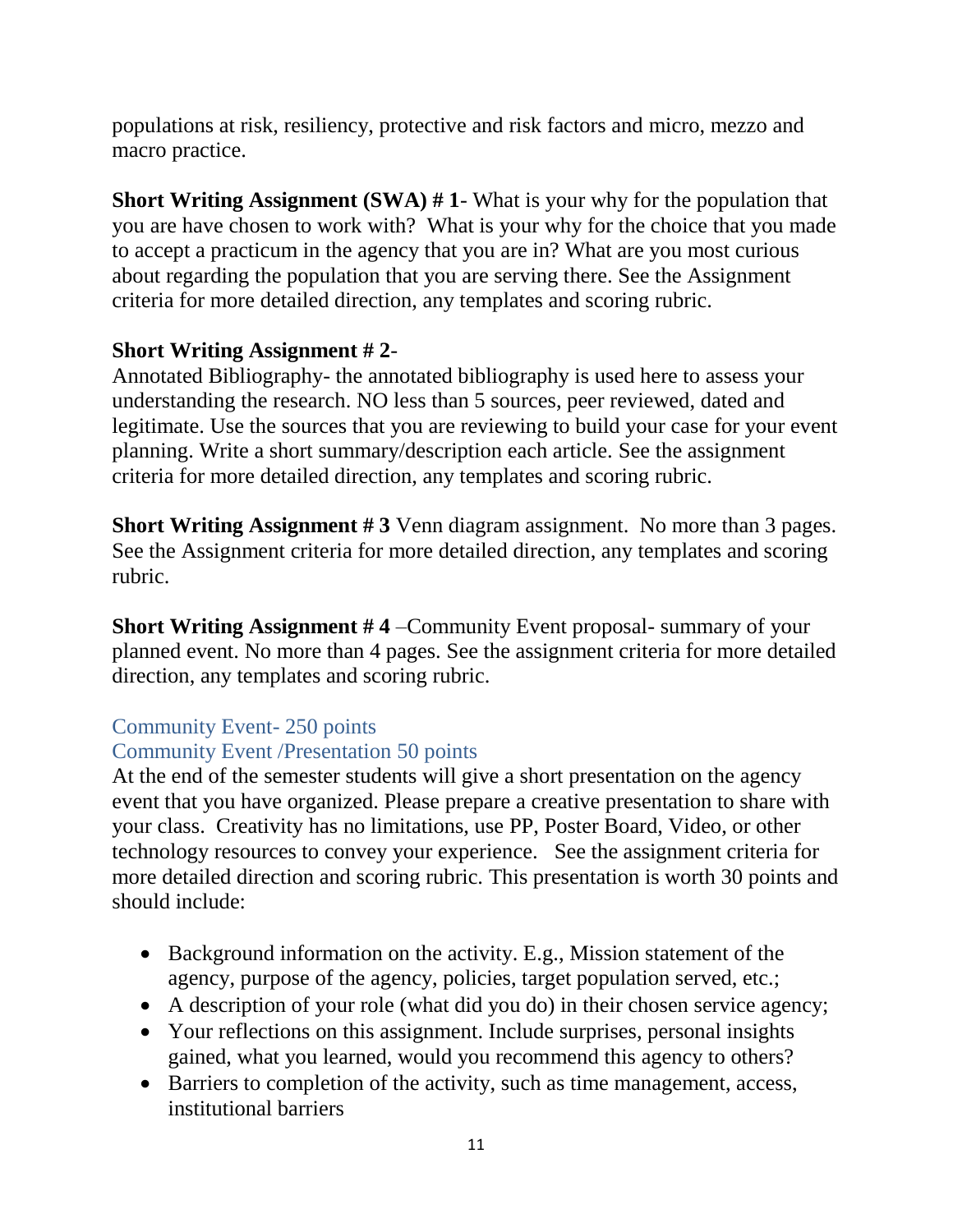populations at risk, resiliency, protective and risk factors and micro, mezzo and macro practice.

**Short Writing Assignment (SWA) # 1**- What is your why for the population that you are have chosen to work with? What is your why for the choice that you made to accept a practicum in the agency that you are in? What are you most curious about regarding the population that you are serving there. See the Assignment criteria for more detailed direction, any templates and scoring rubric.

**Short Writing Assignment # 2**-
Annotated Bibliography- the annotated bibliography is used here to assess your understanding the research. NO less than 5 sources, peer reviewed, dated and legitimate. Use the sources that you are reviewing to build your case for your event planning. Write a short summary/description each article. See the assignment criteria for more detailed direction, any templates and scoring rubric.

**Short Writing Assignment # 3** Venn diagram assignment. No more than 3 pages. See the Assignment criteria for more detailed direction, any templates and scoring rubric.

**Short Writing Assignment # 4** –Community Event proposal- summary of your planned event. No more than 4 pages. See the assignment criteria for more detailed direction, any templates and scoring rubric.

### Community Event- 250 points
### Community Event /Presentation 50 points

At the end of the semester students will give a short presentation on the agency event that you have organized. Please prepare a creative presentation to share with your class. Creativity has no limitations, use PP, Poster Board, Video, or other technology resources to convey your experience. See the assignment criteria for more detailed direction and scoring rubric. This presentation is worth 30 points and should include:

- Background information on the activity. E.g., Mission statement of the agency, purpose of the agency, policies, target population served, etc.;
- A description of your role (what did you do) in their chosen service agency;
- Your reflections on this assignment. Include surprises, personal insights gained, what you learned, would you recommend this agency to others?
- Barriers to completion of the activity, such as time management, access, institutional barriers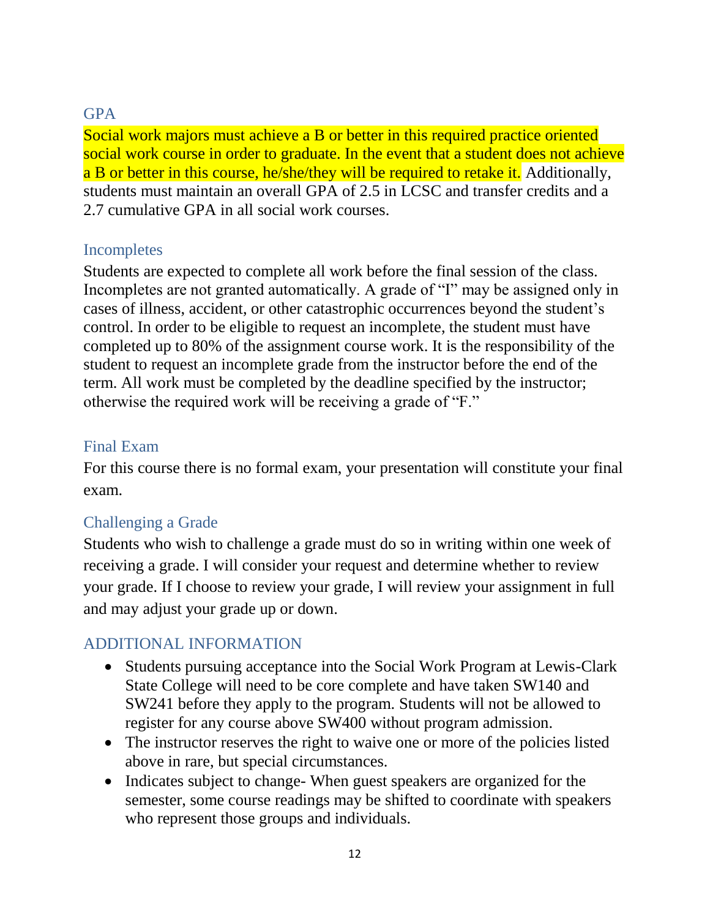## GPA

Social work majors must achieve a B or better in this required practice oriented social work course in order to graduate. In the event that a student does not achieve a B or better in this course, he/she/they will be required to retake it. Additionally, students must maintain an overall GPA of 2.5 in LCSC and transfer credits and a 2.7 cumulative GPA in all social work courses.

## Incompletes

Students are expected to complete all work before the final session of the class. Incompletes are not granted automatically. A grade of "I" may be assigned only in cases of illness, accident, or other catastrophic occurrences beyond the student's control. In order to be eligible to request an incomplete, the student must have completed up to 80% of the assignment course work. It is the responsibility of the student to request an incomplete grade from the instructor before the end of the term. All work must be completed by the deadline specified by the instructor; otherwise the required work will be receiving a grade of "F."

## Final Exam

For this course there is no formal exam, your presentation will constitute your final exam.

## Challenging a Grade

Students who wish to challenge a grade must do so in writing within one week of receiving a grade. I will consider your request and determine whether to review your grade. If I choose to review your grade, I will review your assignment in full and may adjust your grade up or down.

## ADDITIONAL INFORMATION

- Students pursuing acceptance into the Social Work Program at Lewis-Clark State College will need to be core complete and have taken SW140 and SW241 before they apply to the program. Students will not be allowed to register for any course above SW400 without program admission.
- The instructor reserves the right to waive one or more of the policies listed above in rare, but special circumstances.
- Indicates subject to change- When guest speakers are organized for the semester, some course readings may be shifted to coordinate with speakers who represent those groups and individuals.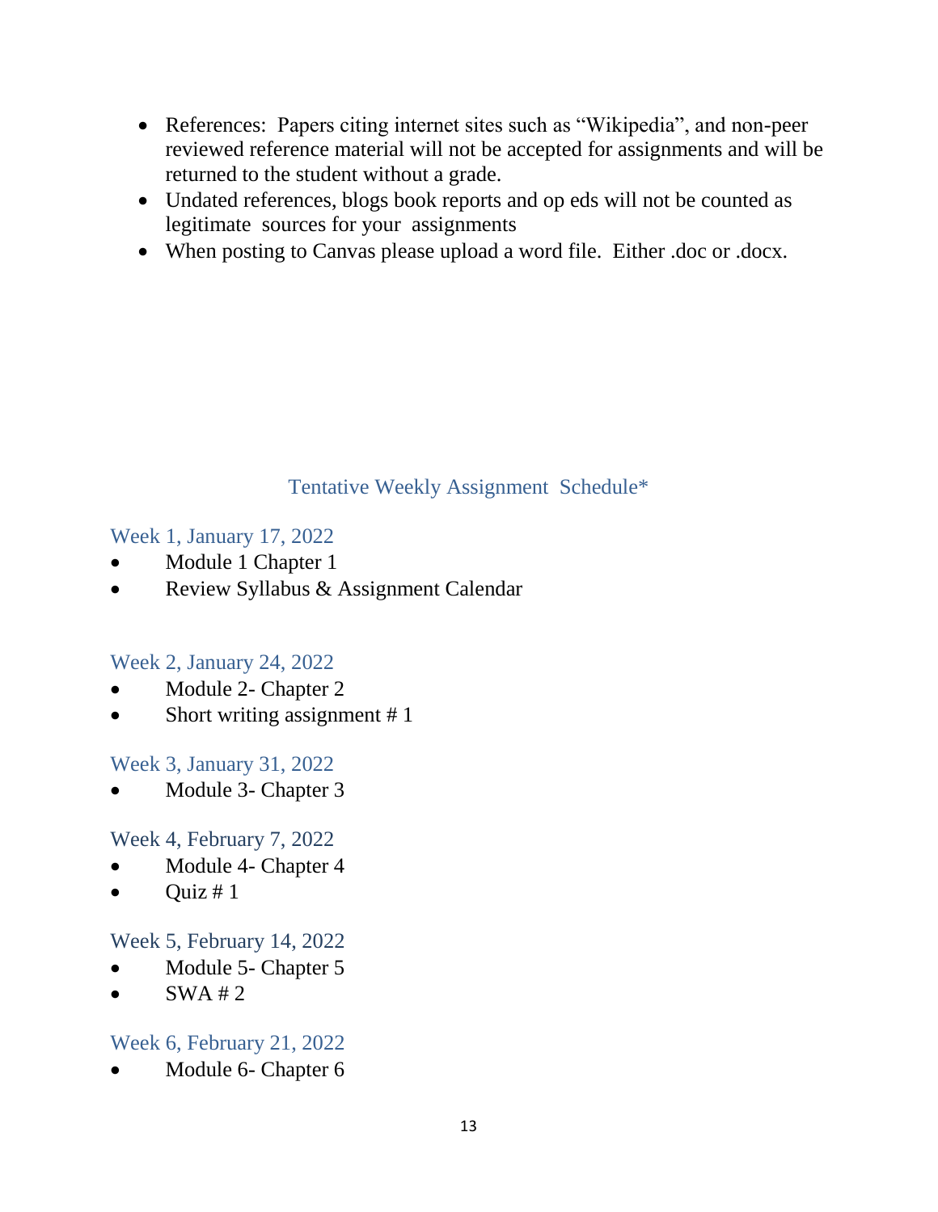- References: Papers citing internet sites such as "Wikipedia", and non-peer reviewed reference material will not be accepted for assignments and will be returned to the student without a grade.
- Undated references, blogs book reports and op eds will not be counted as legitimate sources for your assignments
- When posting to Canvas please upload a word file. Either .doc or .docx.

## Tentative Weekly Assignment Schedule*

### Week 1, January 17, 2022

- Module 1 Chapter 1
- Review Syllabus & Assignment Calendar

### Week 2, January 24, 2022

- Module 2- Chapter 2
- Short writing assignment # 1

### Week 3, January 31, 2022

- Module 3- Chapter 3

### Week 4, February 7, 2022

- Module 4- Chapter 4
- Quiz # 1

### Week 5, February 14, 2022

- Module 5- Chapter 5
- SWA # 2

### Week 6, February 21, 2022

- Module 6- Chapter 6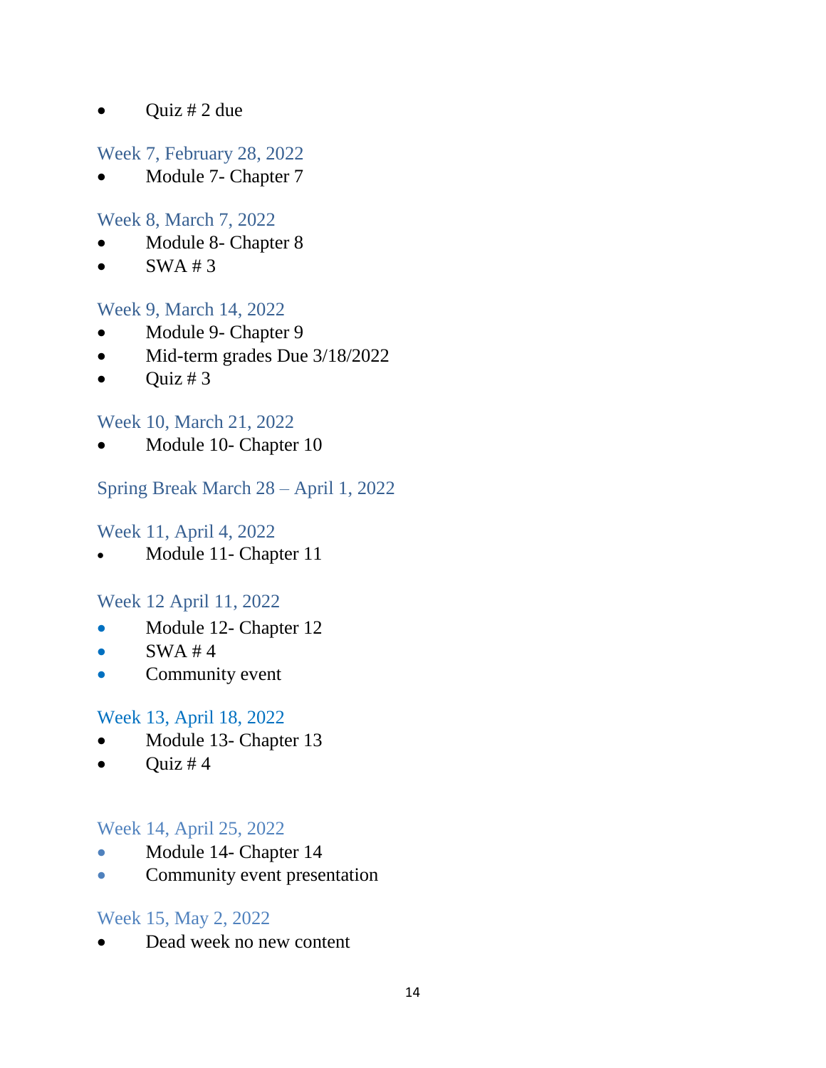- Quiz # 2 due

### Week 7, February 28, 2022

- Module 7- Chapter 7

### Week 8, March 7, 2022

- Module 8- Chapter 8
- SWA # 3

### Week 9, March 14, 2022

- Module 9- Chapter 9
- Mid-term grades Due 3/18/2022
- Quiz # 3

### Week 10, March 21, 2022

- Module 10- Chapter 10

### Spring Break March 28 – April 1, 2022

### Week 11, April 4, 2022

- Module 11- Chapter 11

### Week 12 April 11, 2022

- Module 12- Chapter 12
- SWA # 4
- Community event

### Week 13, April 18, 2022

- Module 13- Chapter 13
- Quiz # 4

### Week 14, April 25, 2022

- Module 14- Chapter 14
- Community event presentation

### Week 15, May 2, 2022

- Dead week no new content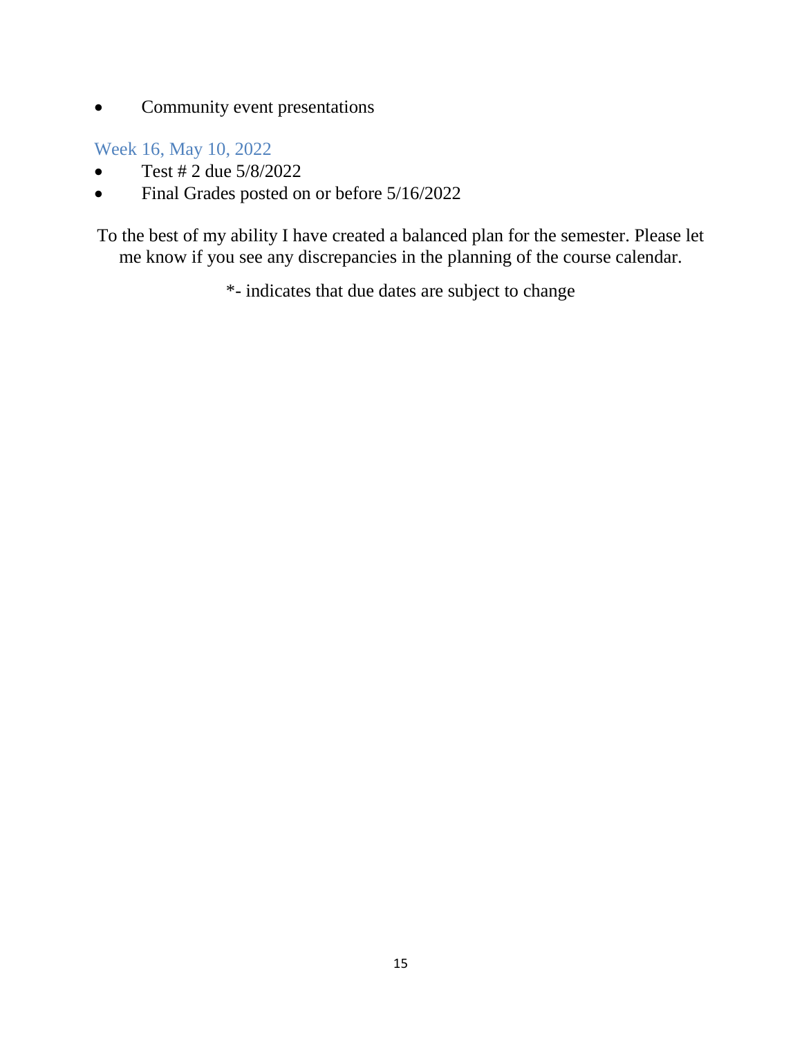- Community event presentations

### Week 16, May 10, 2022

- Test # 2 due 5/8/2022
- Final Grades posted on or before 5/16/2022

To the best of my ability I have created a balanced plan for the semester. Please let me know if you see any discrepancies in the planning of the course calendar.

*- indicates that due dates are subject to change